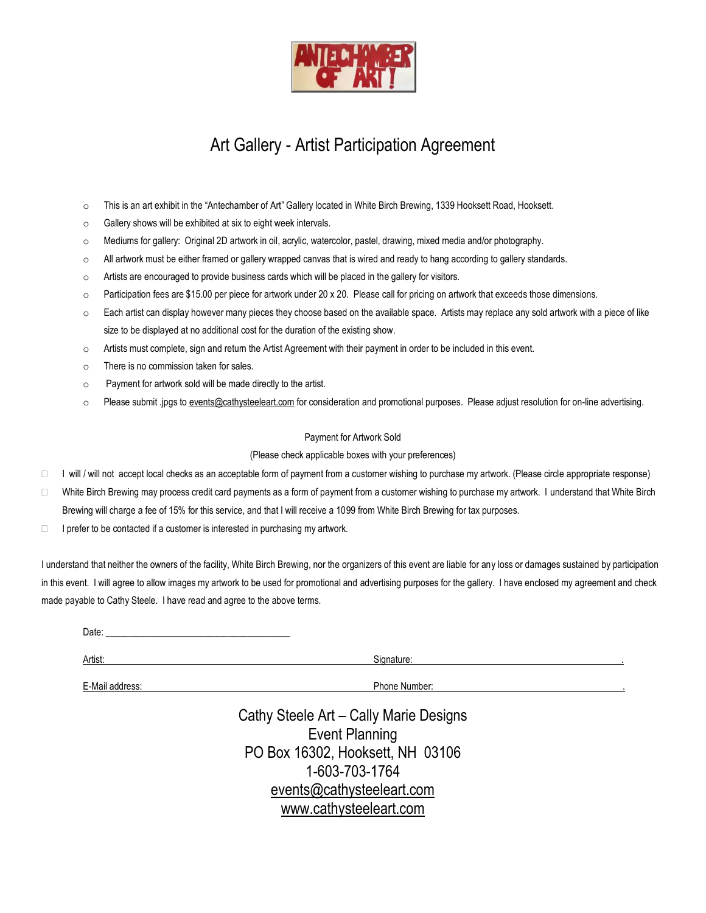ANTECHAMBER OF ART!

# Art Gallery - Artist Participation Agreement

- This is an art exhibit in the "Antechamber of Art" Gallery located in White Birch Brewing, 1339 Hooksett Road, Hooksett.
- Gallery shows will be exhibited at six to eight week intervals.
- Mediums for gallery: Original 2D artwork in oil, acrylic, watercolor, pastel, drawing, mixed media and/or photography.
- All artwork must be either framed or gallery wrapped canvas that is wired and ready to hang according to gallery standards.
- Artists are encouraged to provide business cards which will be placed in the gallery for visitors.
- Participation fees are $15.00 per piece for artwork under 20 x 20. Please call for pricing on artwork that exceeds those dimensions.
- Each artist can display however many pieces they choose based on the available space. Artists may replace any sold artwork with a piece of like size to be displayed at no additional cost for the duration of the existing show.
- Artists must complete, sign and return the Artist Agreement with their payment in order to be included in this event.
- There is no commission taken for sales.
- Payment for artwork sold will be made directly to the artist.
- Please submit .jpgs to events@cathysteeleart.com for consideration and promotional purposes. Please adjust resolution for on-line advertising.

Payment for Artwork Sold

(Please check applicable boxes with your preferences)

- ☐ I will / will not accept local checks as an acceptable form of payment from a customer wishing to purchase my artwork. (Please circle appropriate response)
- ☐ White Birch Brewing may process credit card payments as a form of payment from a customer wishing to purchase my artwork. I understand that White Birch Brewing will charge a fee of 15% for this service, and that I will receive a 1099 from White Birch Brewing for tax purposes.
- ☐ I prefer to be contacted if a customer is interested in purchasing my artwork.

I understand that neither the owners of the facility, White Birch Brewing, nor the organizers of this event are liable for any loss or damages sustained by participation in this event. I will agree to allow images my artwork to be used for promotional and advertising purposes for the gallery. I have enclosed my agreement and check made payable to Cathy Steele. I have read and agree to the above terms.

Date: ______________________________________

Artist: ______________________________ Signature: ______________________________

E-Mail address: ______________________________ Phone Number: ______________________________

Cathy Steele Art – Cally Marie Designs
Event Planning
PO Box 16302, Hooksett, NH 03106
1-603-703-1764
events@cathysteeleart.com
www.cathysteeleart.com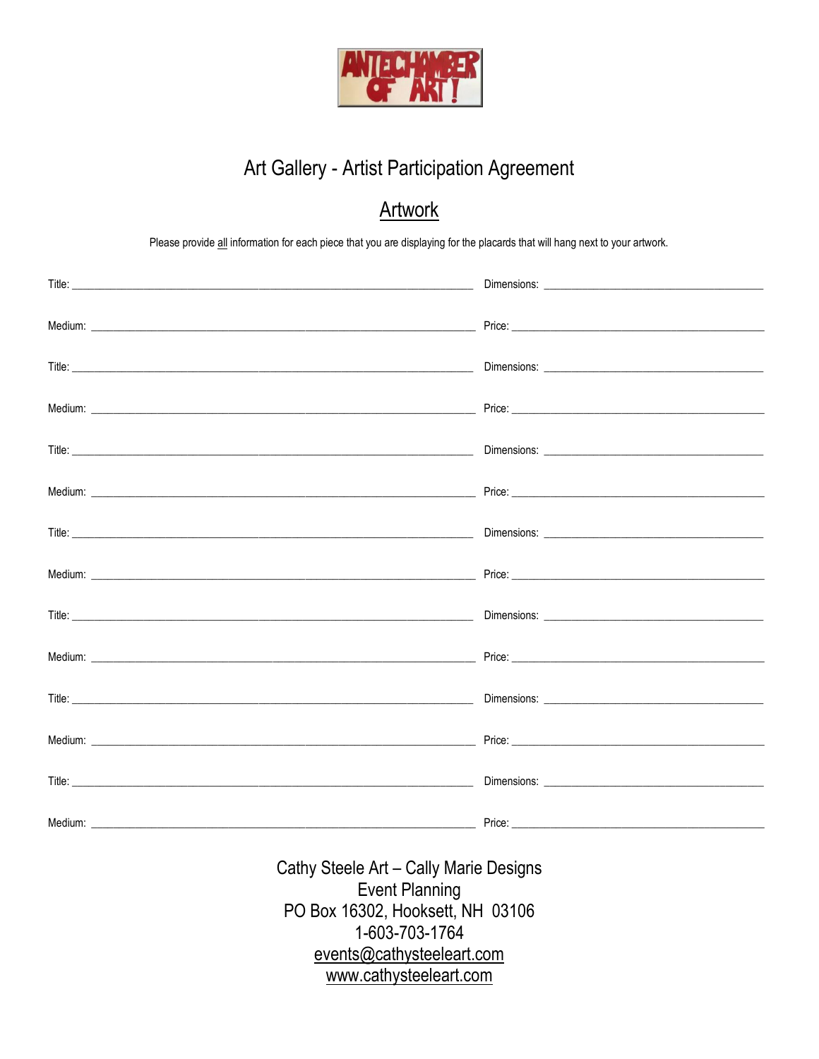ANTECHAMBER OF ART!

# Art Gallery - Artist Participation Agreement

## Artwork

Please provide all information for each piece that you are displaying for the placards that will hang next to your artwork.

Title: ______________________________ Dimensions: ______________________

Medium: ______________________________ Price: ______________________

Title: ______________________________ Dimensions: ______________________

Medium: ______________________________ Price: ______________________

Title: ______________________________ Dimensions: ______________________

Medium: ______________________________ Price: ______________________

Title: ______________________________ Dimensions: ______________________

Medium: ______________________________ Price: ______________________

Title: ______________________________ Dimensions: ______________________

Medium: ______________________________ Price: ______________________

Title: ______________________________ Dimensions: ______________________

Medium: ______________________________ Price: ______________________

Title: ______________________________ Dimensions: ______________________

Medium: ______________________________ Price: ______________________

Cathy Steele Art – Cally Marie Designs
Event Planning
PO Box 16302, Hooksett, NH 03106
1-603-703-1764
events@cathysteeleart.com
www.cathysteeleart.com